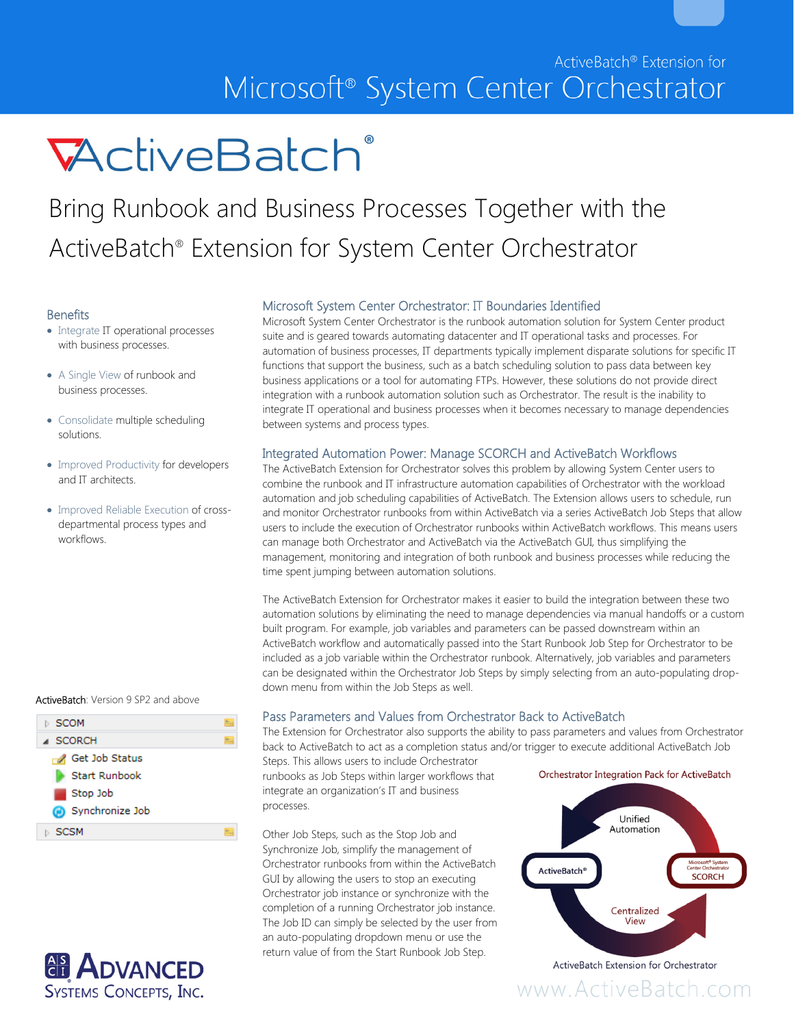ActiveBatch® Extension for

# Microsoft® System Center Orchestrator

ActiveBatch®

## Bring Runbook and Business Processes Together with the ActiveBatch® Extension for System Center Orchestrator

### Benefits

- Integrate IT operational processes with business processes.
- A Single View of runbook and business processes.
- Consolidate multiple scheduling solutions.
- Improved Productivity for developers and IT architects.
- Improved Reliable Execution of cross-departmental process types and workflows.

ActiveBatch: Version 9 SP2 and above

- SCOM
- SCORCH
  - Get Job Status
  - Start Runbook
  - Stop Job
  - Synchronize Job
- SCSM

### Microsoft System Center Orchestrator: IT Boundaries Identified

Microsoft System Center Orchestrator is the runbook automation solution for System Center product suite and is geared towards automating datacenter and IT operational tasks and processes. For automation of business processes, IT departments typically implement disparate solutions for specific IT functions that support the business, such as a batch scheduling solution to pass data between key business applications or a tool for automating FTPs. However, these solutions do not provide direct integration with a runbook automation solution such as Orchestrator. The result is the inability to integrate IT operational and business processes when it becomes necessary to manage dependencies between systems and process types.

### Integrated Automation Power: Manage SCORCH and ActiveBatch Workflows

The ActiveBatch Extension for Orchestrator solves this problem by allowing System Center users to combine the runbook and IT infrastructure automation capabilities of Orchestrator with the workload automation and job scheduling capabilities of ActiveBatch. The Extension allows users to schedule, run and monitor Orchestrator runbooks from within ActiveBatch via a series ActiveBatch Job Steps that allow users to include the execution of Orchestrator runbooks within ActiveBatch workflows. This means users can manage both Orchestrator and ActiveBatch via the ActiveBatch GUI, thus simplifying the management, monitoring and integration of both runbook and business processes while reducing the time spent jumping between automation solutions.

The ActiveBatch Extension for Orchestrator makes it easier to build the integration between these two automation solutions by eliminating the need to manage dependencies via manual handoffs or a custom built program. For example, job variables and parameters can be passed downstream within an ActiveBatch workflow and automatically passed into the Start Runbook Job Step for Orchestrator to be included as a job variable within the Orchestrator runbook. Alternatively, job variables and parameters can be designated within the Orchestrator Job Steps by simply selecting from an auto-populating drop-down menu from within the Job Steps as well.

### Pass Parameters and Values from Orchestrator Back to ActiveBatch

The Extension for Orchestrator also supports the ability to pass parameters and values from Orchestrator back to ActiveBatch to act as a completion status and/or trigger to execute additional ActiveBatch Job Steps. This allows users to include Orchestrator runbooks as Job Steps within larger workflows that integrate an organization's IT and business processes.

Other Job Steps, such as the Stop Job and Synchronize Job, simplify the management of Orchestrator runbooks from within the ActiveBatch GUI by allowing the users to stop an executing Orchestrator job instance or synchronize with the completion of a running Orchestrator job instance. The Job ID can simply be selected by the user from an auto-populating dropdown menu or use the return value of from the Start Runbook Job Step.

Orchestrator Integration Pack for ActiveBatch

Unified Automation

ActiveBatch®

Microsoft® System Center Orchestrator SCORCH

Centralized View

ActiveBatch Extension for Orchestrator

Advanced Systems Concepts, Inc.

www.ActiveBatch.com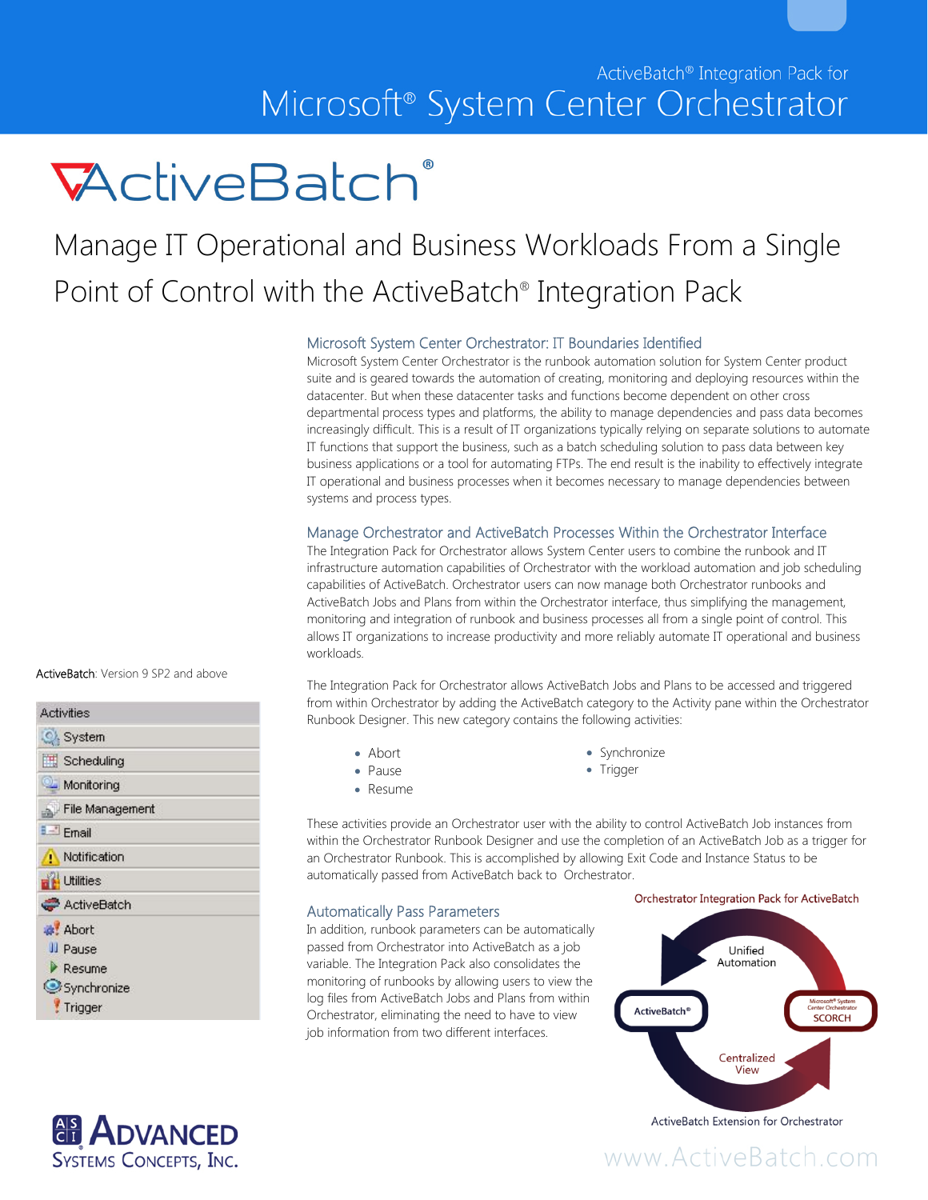ActiveBatch® Integration Pack for

# Microsoft® System Center Orchestrator

ActiveBatch®

## Manage IT Operational and Business Workloads From a Single Point of Control with the ActiveBatch® Integration Pack

ActiveBatch: Version 9 SP2 and above

Activities
- System
- Scheduling
- Monitoring
- File Management
- Email
- Notification
- Utilities
- ActiveBatch
  - Abort
  - Pause
  - Resume
  - Synchronize
  - Trigger

### Microsoft System Center Orchestrator: IT Boundaries Identified

Microsoft System Center Orchestrator is the runbook automation solution for System Center product suite and is geared towards the automation of creating, monitoring and deploying resources within the datacenter. But when these datacenter tasks and functions become dependent on other cross departmental process types and platforms, the ability to manage dependencies and pass data becomes increasingly difficult. This is a result of IT organizations typically relying on separate solutions to automate IT functions that support the business, such as a batch scheduling solution to pass data between key business applications or a tool for automating FTPs. The end result is the inability to effectively integrate IT operational and business processes when it becomes necessary to manage dependencies between systems and process types.

### Manage Orchestrator and ActiveBatch Processes Within the Orchestrator Interface

The Integration Pack for Orchestrator allows System Center users to combine the runbook and IT infrastructure automation capabilities of Orchestrator with the workload automation and job scheduling capabilities of ActiveBatch. Orchestrator users can now manage both Orchestrator runbooks and ActiveBatch Jobs and Plans from within the Orchestrator interface, thus simplifying the management, monitoring and integration of runbook and business processes all from a single point of control. This allows IT organizations to increase productivity and more reliably automate IT operational and business workloads.

The Integration Pack for Orchestrator allows ActiveBatch Jobs and Plans to be accessed and triggered from within Orchestrator by adding the ActiveBatch category to the Activity pane within the Orchestrator Runbook Designer. This new category contains the following activities:

- Abort
- Pause
- Resume
- Synchronize
- Trigger

These activities provide an Orchestrator user with the ability to control ActiveBatch Job instances from within the Orchestrator Runbook Designer and use the completion of an ActiveBatch Job as a trigger for an Orchestrator Runbook. This is accomplished by allowing Exit Code and Instance Status to be automatically passed from ActiveBatch back to Orchestrator.

### Automatically Pass Parameters

In addition, runbook parameters can be automatically passed from Orchestrator into ActiveBatch as a job variable. The Integration Pack also consolidates the monitoring of runbooks by allowing users to view the log files from ActiveBatch Jobs and Plans from within Orchestrator, eliminating the need to have to view job information from two different interfaces.

Orchestrator Integration Pack for ActiveBatch

Unified Automation

ActiveBatch®

Microsoft® System Center Orchestrator SCORCH

Centralized View

ActiveBatch Extension for Orchestrator

Advanced Systems Concepts, Inc.

www.ActiveBatch.com